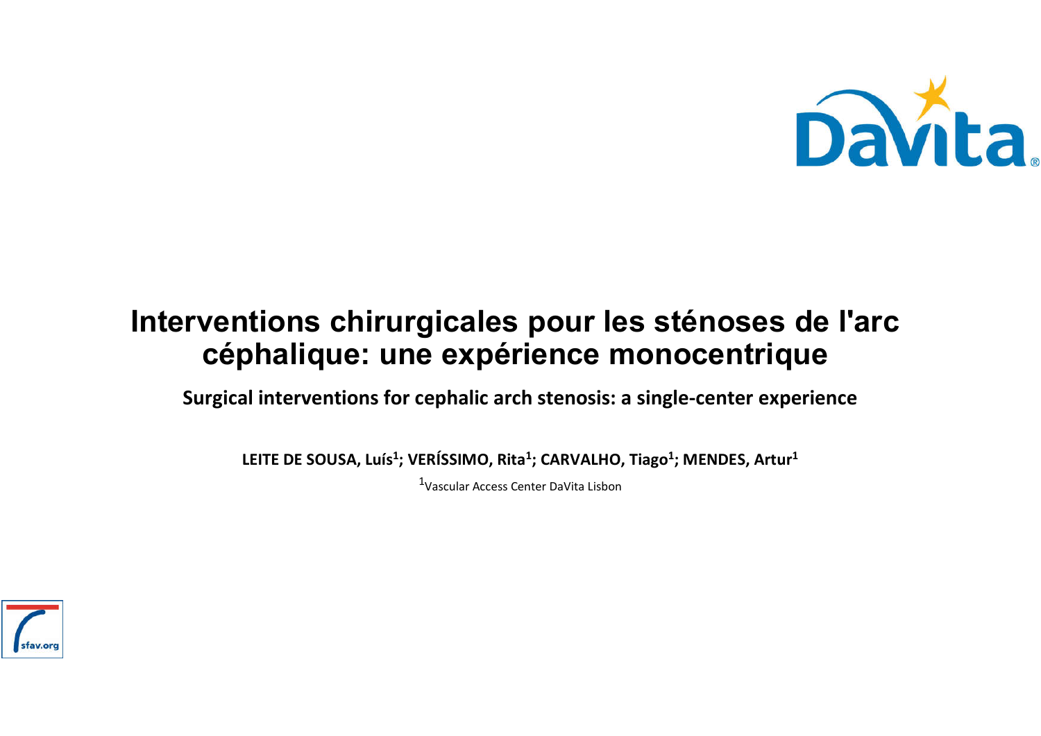# Interventions chirurgicales pour les sténoses de l'arc céphalique: une expérience monocentrique

**Surgical interventions for cephalic arch stenosis: a single-center experience**

**LEITE DE SOUSA, Luís[1]; VERÍSSIMO, Rita[1]; CARVALHO, Tiago[1]; MENDES, Artur[1]**

[1]Vascular Access Center DaVita Lisbon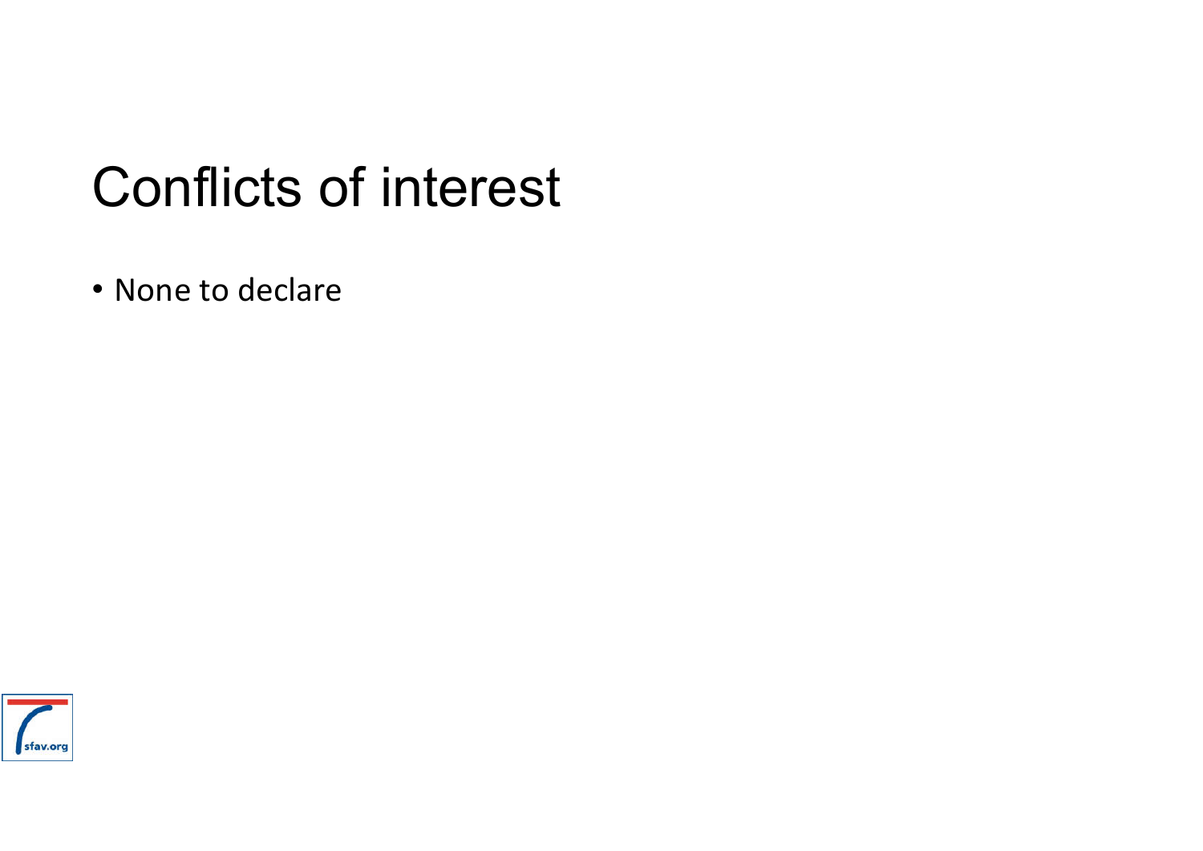# Conflicts of interest

- None to declare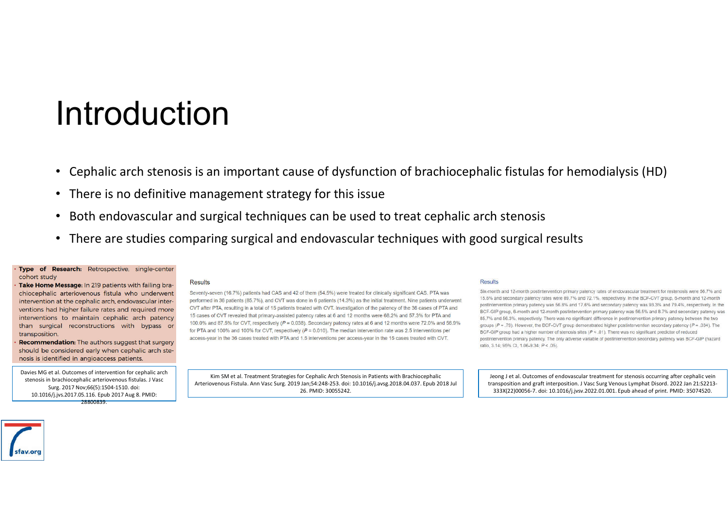# Introduction

- Cephalic arch stenosis is an important cause of dysfunction of brachiocephalic fistulas for hemodialysis (HD)
- There is no definitive management strategy for this issue
- Both endovascular and surgical techniques can be used to treat cephalic arch stenosis
- There are studies comparing surgical and endovascular techniques with good surgical results

- **Type of Research:** Retrospective, single-center cohort study
- **Take Home Message:** In 219 patients with failing brachiocephalic arteriovenous fistula who underwent intervention at the cephalic arch, endovascular interventions had higher failure rates and required more interventions to maintain cephalic arch patency than surgical reconstructions with bypass or transposition.
- **Recommendation:** The authors suggest that surgery should be considered early when cephalic arch stenosis is identified in angioaccess patients.

Davies MG et al. Outcomes of intervention for cephalic arch stenosis in brachiocephalic arteriovenous fistulas. J Vasc Surg. 2017 Nov;66(5):1504-1510. doi: 10.1016/j.jvs.2017.05.116. Epub 2017 Aug 8. PMID: 28800839.

**Results**

Seventy-seven (16.7%) patients had CAS and 42 of them (54.5%) were treated for clinically significant CAS. PTA was performed in 36 patients (85.7%), and CVT was done in 6 patients (14.3%) as the initial treatment. Nine patients underwent CVT after PTA, resulting in a total of 15 patients treated with CVT. Investigation of the patency of the 36 cases of PTA and 15 cases of CVT revealed that primary-assisted patency rates at 6 and 12 months were 68.2% and 57.3% for PTA and 100.0% and 87.5% for CVT, respectively ($P = 0.038$). Secondary patency rates at 6 and 12 months were 72.0% and 56.9% for PTA and 100% and 100% for CVT, respectively ($P = 0.010$). The median intervention rate was 2.5 interventions per access-year in the 36 cases treated with PTA and 1.5 interventions per access-year in the 15 cases treated with CVT.

Kim SM et al. Treatment Strategies for Cephalic Arch Stenosis in Patients with Brachiocephalic Arteriovenous Fistula. Ann Vasc Surg. 2019 Jan;54:248-253. doi: 10.1016/j.avsg.2018.04.037. Epub 2018 Jul 26. PMID: 30055242.

**Results**

Six-month and 12-month postintervention primary patency rates of endovascular treatment for restenosis were 56.7% and 15.6% and secondary patency rates were 89.7% and 72.1%, respectively. In the BCF-CVT group, 6-month and 12-month postintervention primary patency was 56.8% and 17.6% and secondary patency was 93.3% and 79.4%, respectively. In the BCF-GIP group, 6-month and 12-month postintervention primary patency was 56.5% and 8.7% and secondary patency was 85.7% and 56.3%, respectively. There was no significant difference in postintervention primary patency between the two groups ($P = .79$). However, the BCF-CVT group demonstrated higher postintervention secondary patency ($P = .034$). The BCF-GIP group had a higher number of stenosis sites ($P < .01$). There was no significant predictor of reduced postintervention primary patency. The only adverse variable of postintervention secondary patency was BCF-GIP (hazard ratio, 3.14; 95% CI, 1.06-9.34; $P < .05$).

Jeong J et al. Outcomes of endovascular treatment for stenosis occurring after cephalic vein transposition and graft interposition. J Vasc Surg Venous Lymphat Disord. 2022 Jan 21:S2213-333X(22)00056-7. doi: 10.1016/j.jvsv.2022.01.001. Epub ahead of print. PMID: 35074520.

sfav.org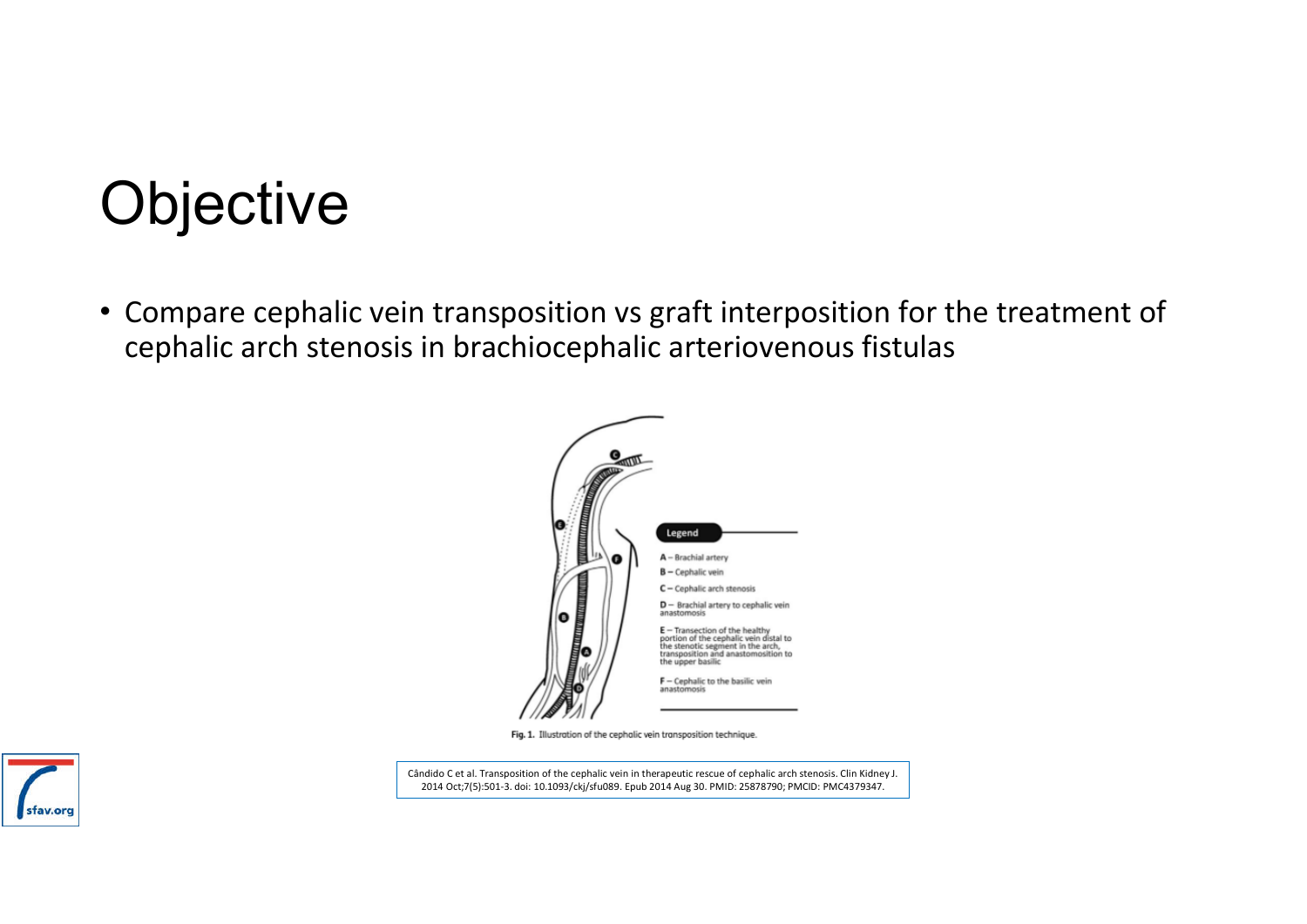# Objective

- Compare cephalic vein transposition vs graft interposition for the treatment of cephalic arch stenosis in brachiocephalic arteriovenous fistulas

Legend

A – Brachial artery

B – Cephalic vein

C – Cephalic arch stenosis

D – Brachial artery to cephalic vein anastomosis

E – Transection of the healthy portion of the cephalic vein distal to the stenotic segment in the arch, transposition and anastomosition to the upper basilic

F – Cephalic to the basilic vein anastomosis

**Fig. 1.** Illustration of the cephalic vein transposition technique.

Cândido C et al. Transposition of the cephalic vein in therapeutic rescue of cephalic arch stenosis. Clin Kidney J. 2014 Oct;7(5):501-3. doi: 10.1093/ckj/sfu089. Epub 2014 Aug 30. PMID: 25878790; PMCID: PMC4379347.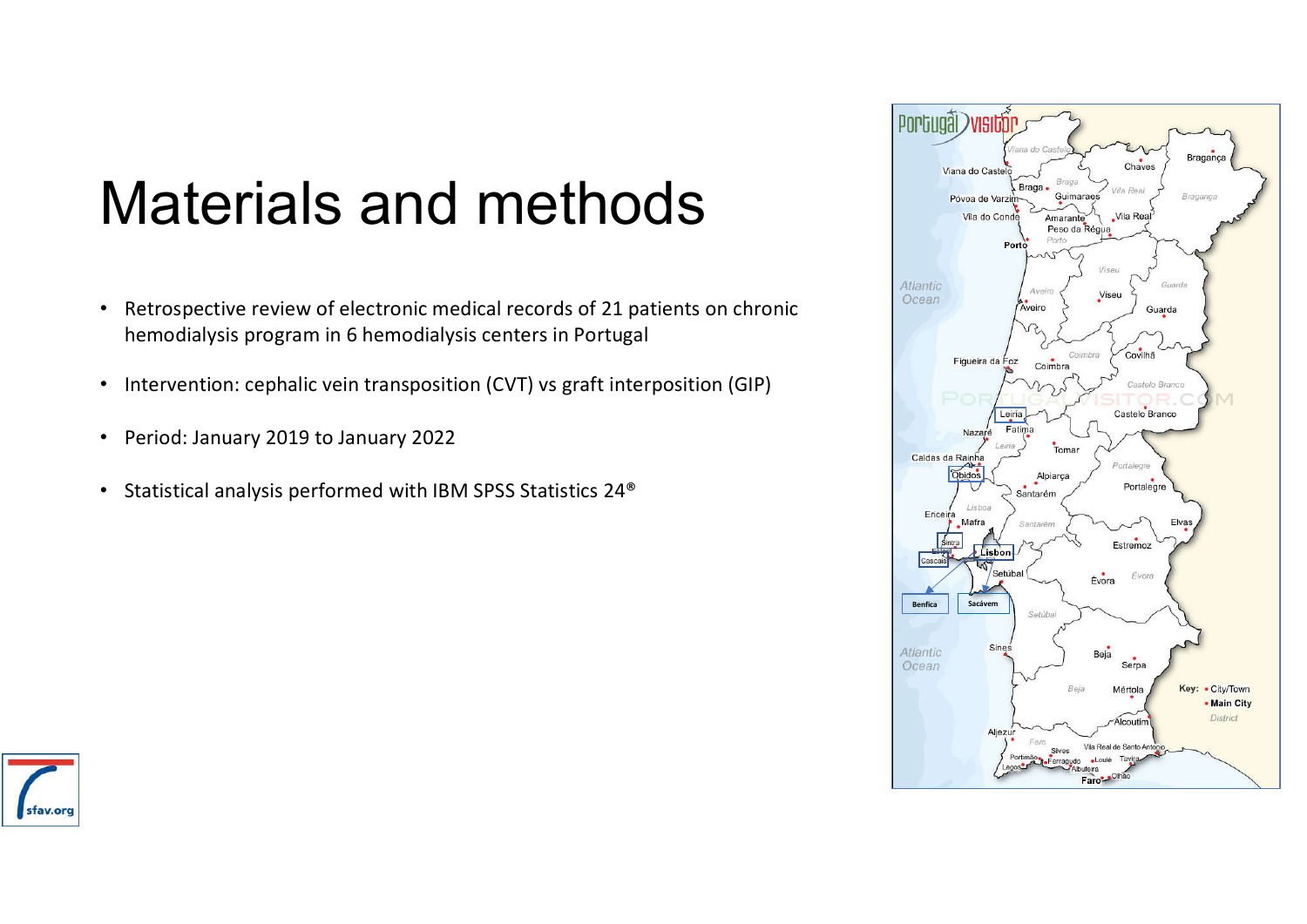# Materials and methods

- Retrospective review of electronic medical records of 21 patients on chronic hemodialysis program in 6 hemodialysis centers in Portugal
- Intervention: cephalic vein transposition (CVT) vs graft interposition (GIP)
- Period: January 2019 to January 2022
- Statistical analysis performed with IBM SPSS Statistics 24®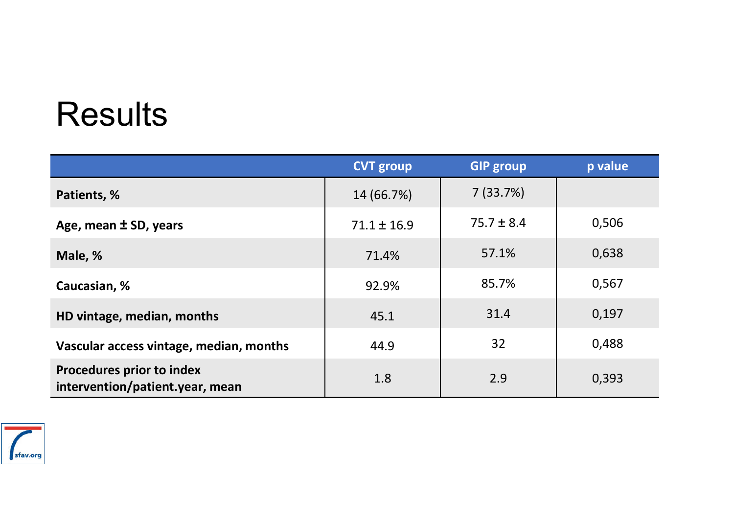# Results

| | CVT group | GIP group | p value |
|---|---|---|---|
| **Patients, %** | 14 (66.7%) | 7 (33.7%) | |
| **Age, mean ± SD, years** | 71.1 ± 16.9 | 75.7 ± 8.4 | 0,506 |
| **Male, %** | 71.4% | 57.1% | 0,638 |
| **Caucasian, %** | 92.9% | 85.7% | 0,567 |
| **HD vintage, median, months** | 45.1 | 31.4 | 0,197 |
| **Vascular access vintage, median, months** | 44.9 | 32 | 0,488 |
| **Procedures prior to index intervention/patient.year, mean** | 1.8 | 2.9 | 0,393 |

sfav.org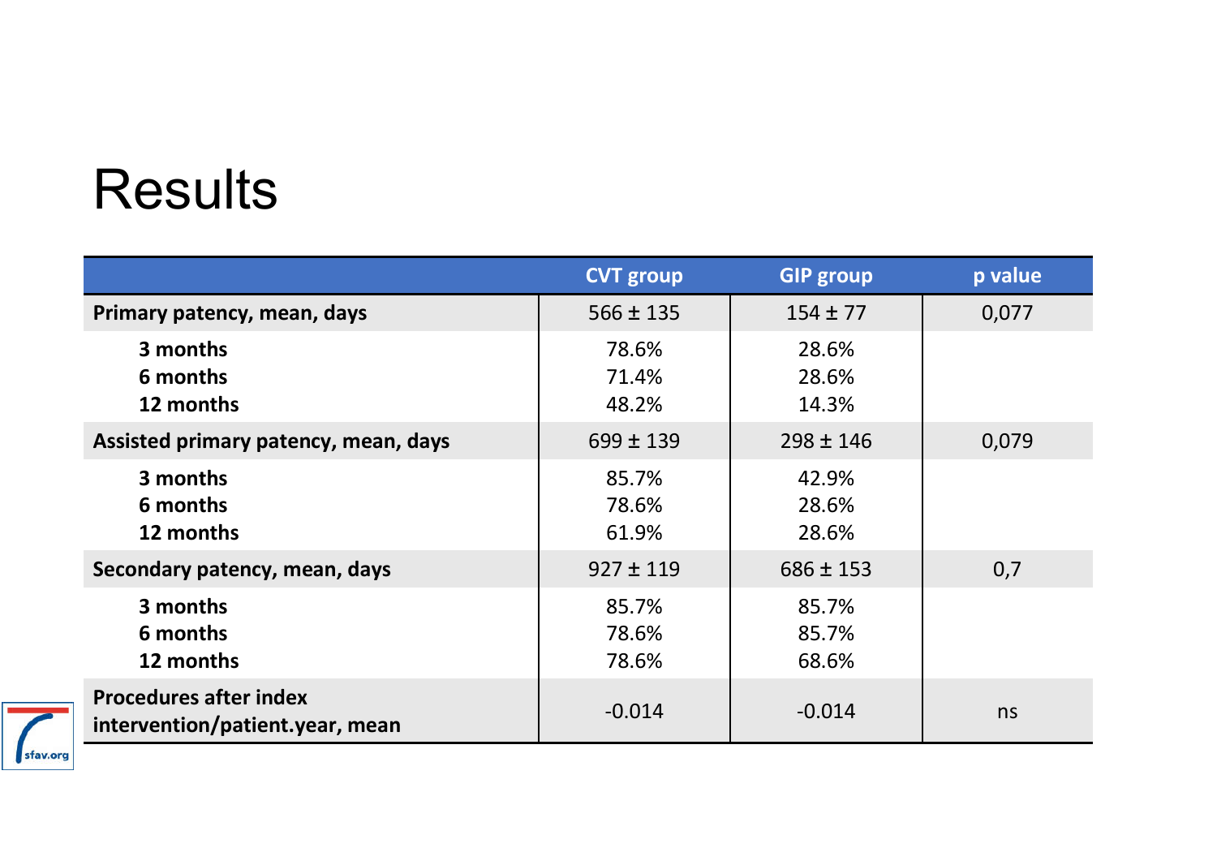# Results

| | CVT group | GIP group | p value |
|---|---|---|---|
| **Primary patency, mean, days** | 566 ± 135 | 154 ± 77 | 0,077 |
| **3 months** | 78.6% | 28.6% | |
| **6 months** | 71.4% | 28.6% | |
| **12 months** | 48.2% | 14.3% | |
| **Assisted primary patency, mean, days** | 699 ± 139 | 298 ± 146 | 0,079 |
| **3 months** | 85.7% | 42.9% | |
| **6 months** | 78.6% | 28.6% | |
| **12 months** | 61.9% | 28.6% | |
| **Secondary patency, mean, days** | 927 ± 119 | 686 ± 153 | 0,7 |
| **3 months** | 85.7% | 85.7% | |
| **6 months** | 78.6% | 85.7% | |
| **12 months** | 78.6% | 68.6% | |
| **Procedures after index intervention/patient.year, mean** | -0.014 | -0.014 | ns |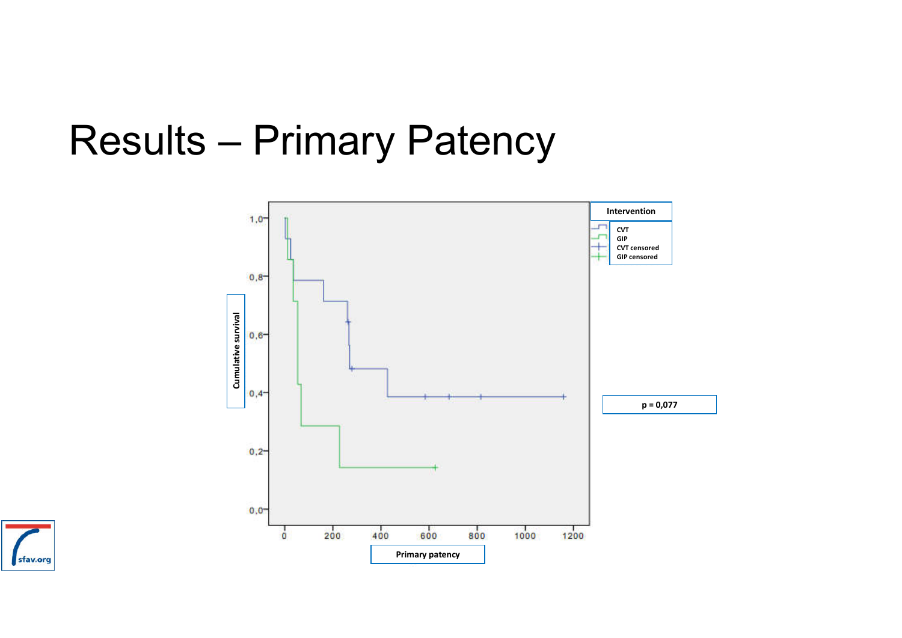# Results – Primary Patency

Intervention

- CVT
- GIP
- CVT censored
- GIP censored

Cumulative survival

1,0
0,8
0,6
0,4
0,2
0,0

0 200 400 600 800 1000 1200

Primary patency

p = 0,077

sfav.org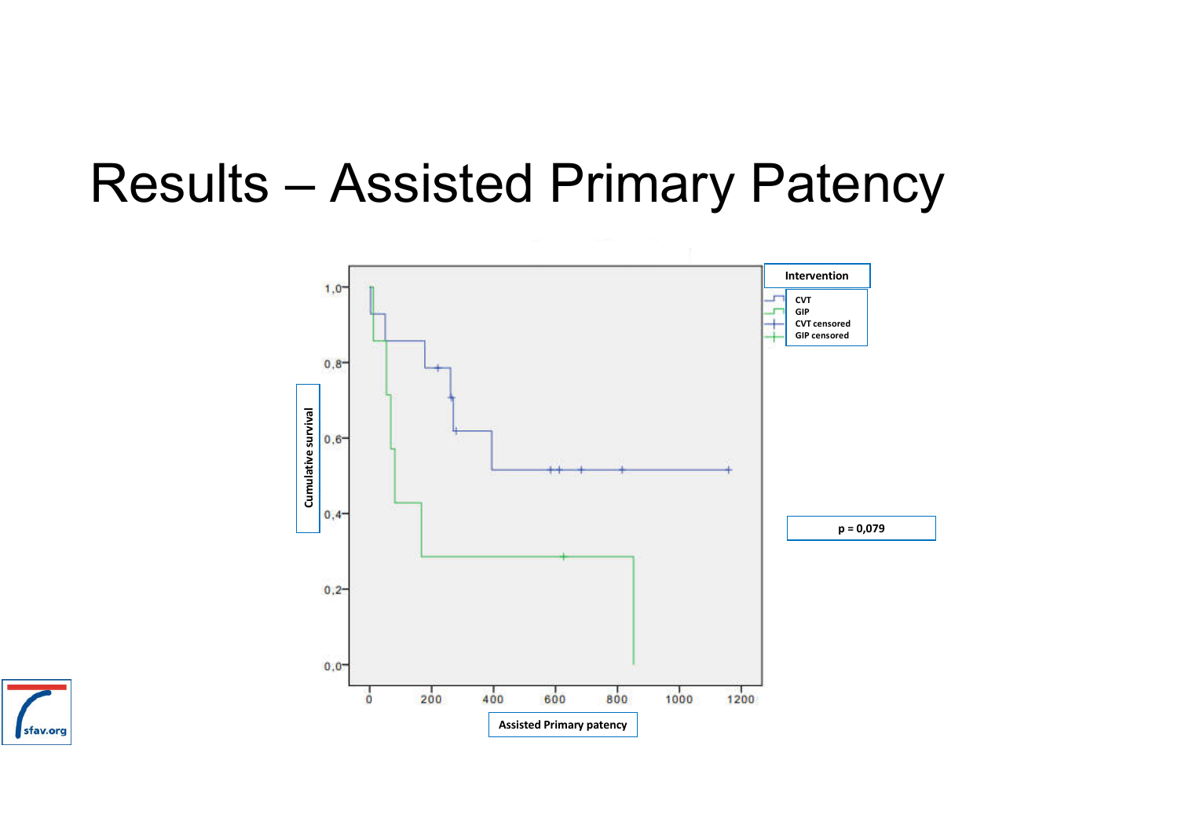# Results – Assisted Primary Patency

Intervention

- CVT
- GIP
- CVT censored
- GIP censored

Cumulative survival

1,0
0,8
0,6
0,4
0,2
0,0

0 200 400 600 800 1000 1200

Assisted Primary patency

p = 0,079

sfav.org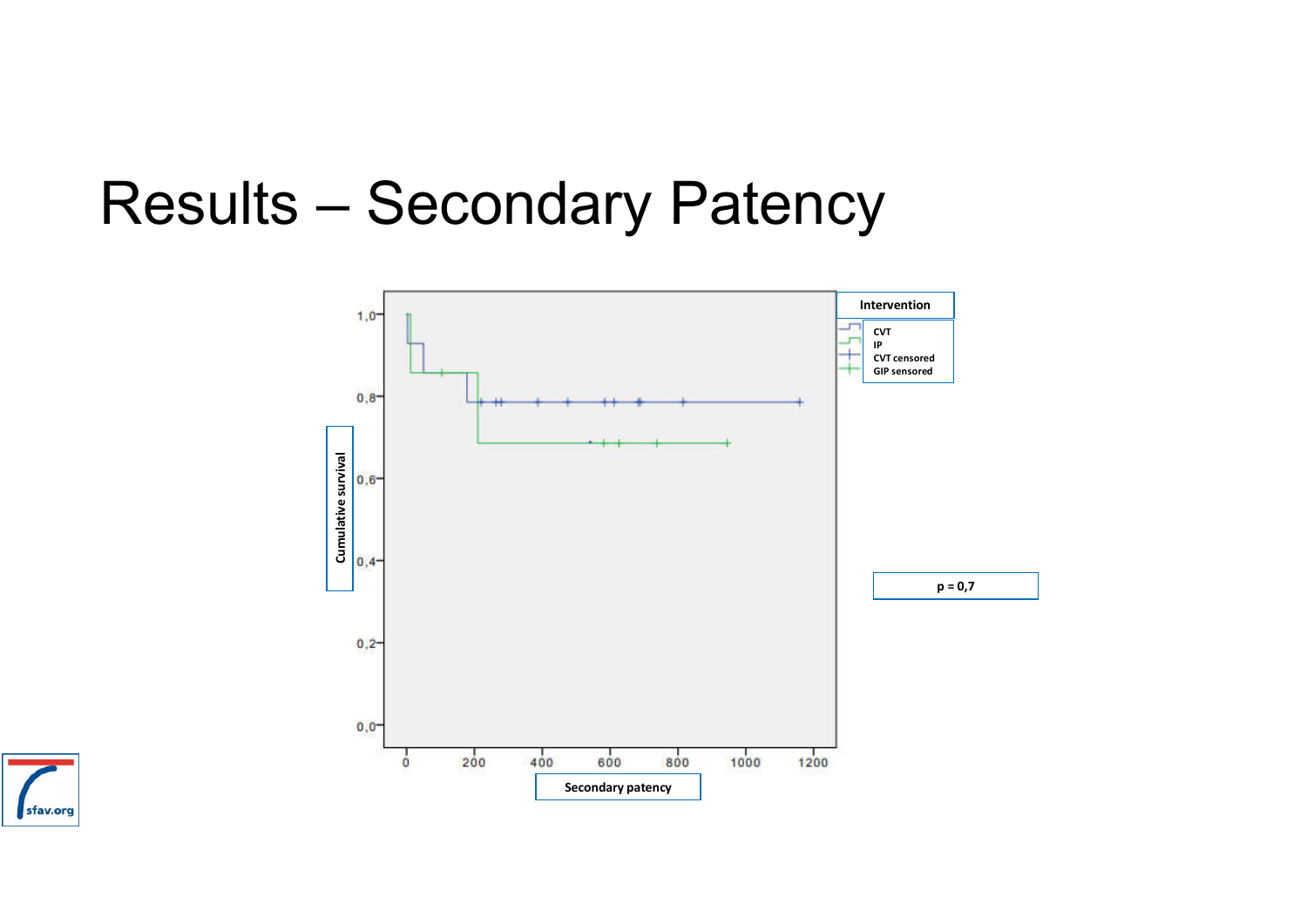# Results – Secondary Patency

Intervention

- CVT
- IP
- CVT censored
- GIP sensored

Cumulative survival

1,0
0,8
0,6
0,4
0,2
0,0

0 200 400 600 800 1000 1200

Secondary patency

p = 0,7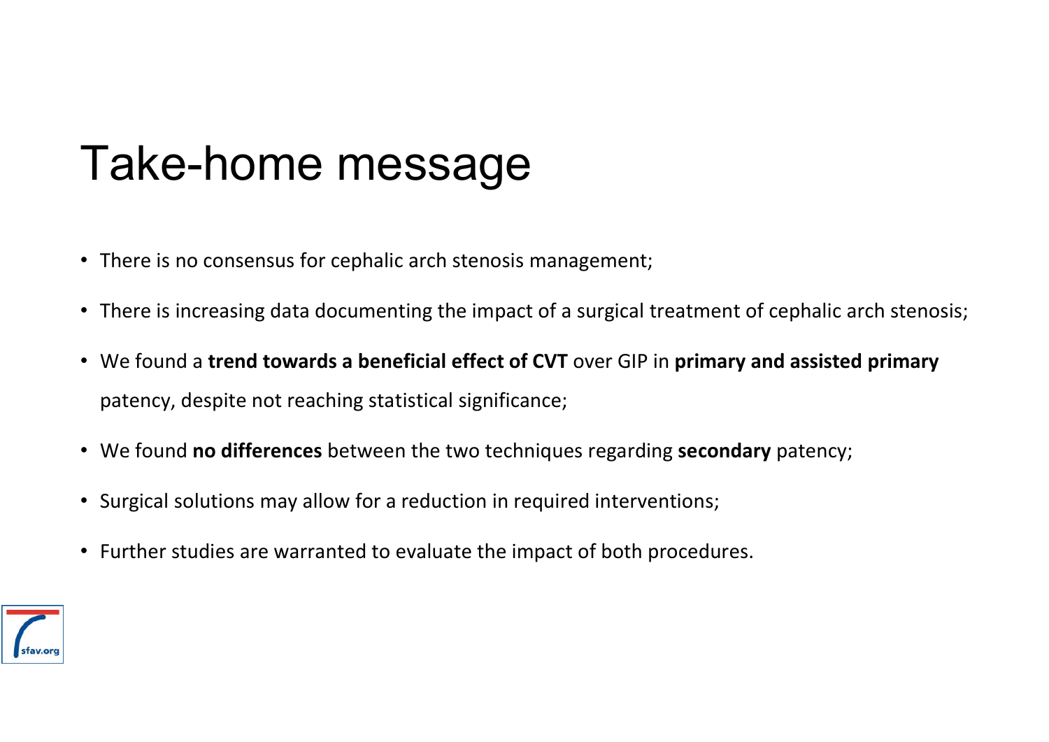# Take-home message

- There is no consensus for cephalic arch stenosis management;
- There is increasing data documenting the impact of a surgical treatment of cephalic arch stenosis;
- We found a **trend towards a beneficial effect of CVT** over GIP in **primary and assisted primary** patency, despite not reaching statistical significance;
- We found **no differences** between the two techniques regarding **secondary** patency;
- Surgical solutions may allow for a reduction in required interventions;
- Further studies are warranted to evaluate the impact of both procedures.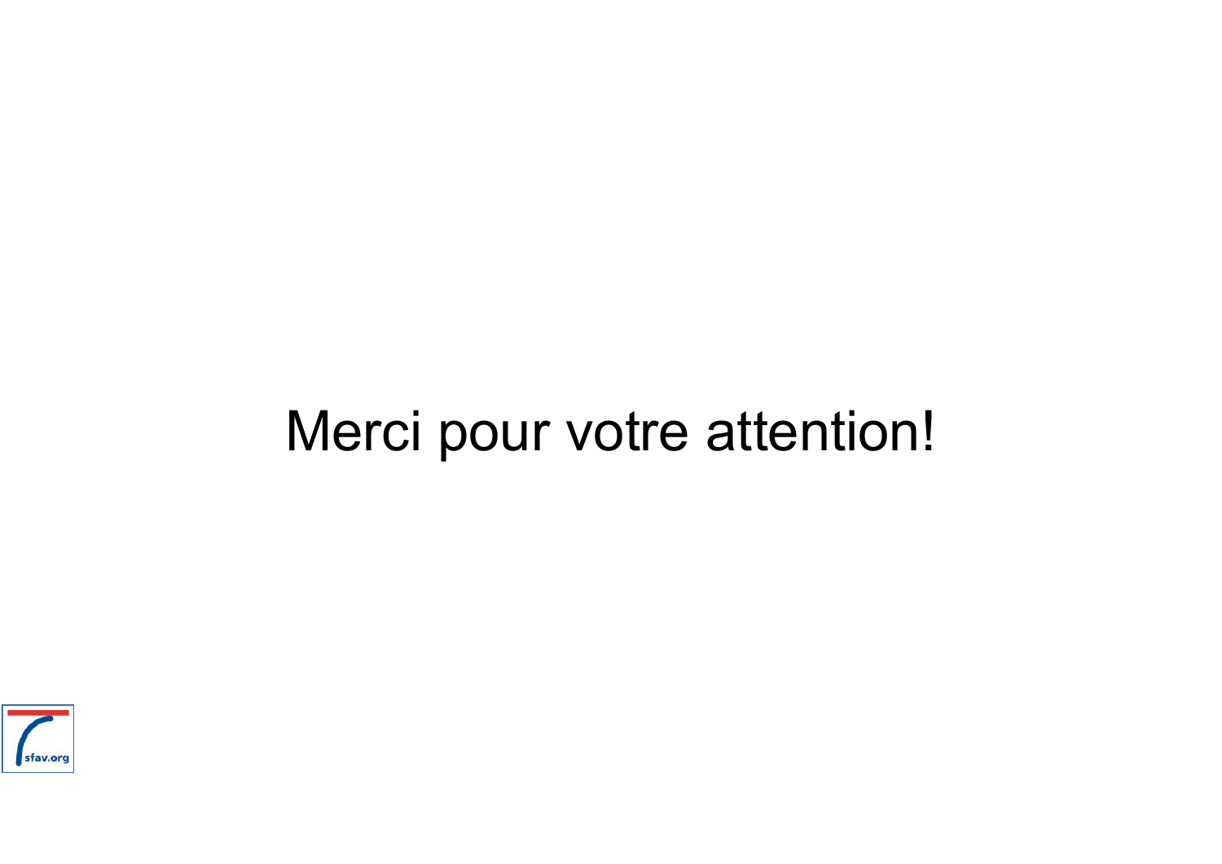Merci pour votre attention!